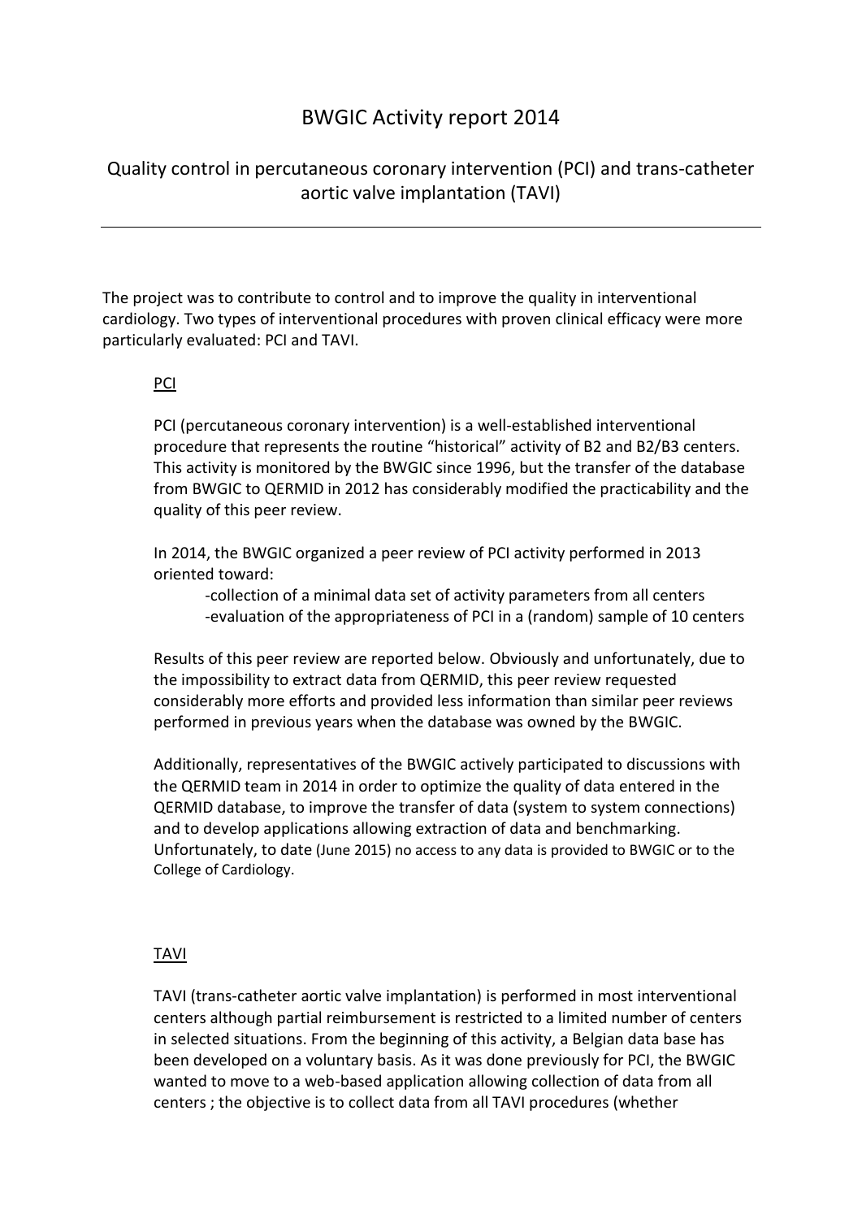# BWGIC Activity report 2014

## Quality control in percutaneous coronary intervention (PCI) and trans-catheter aortic valve implantation (TAVI)

---

The project was to contribute to control and to improve the quality in interventional cardiology. Two types of interventional procedures with proven clinical efficacy were more particularly evaluated: PCI and TAVI.

### PCI

PCI (percutaneous coronary intervention) is a well-established interventional procedure that represents the routine "historical" activity of B2 and B2/B3 centers. This activity is monitored by the BWGIC since 1996, but the transfer of the database from BWGIC to QERMID in 2012 has considerably modified the practicability and the quality of this peer review.

In 2014, the BWGIC organized a peer review of PCI activity performed in 2013 oriented toward:

- collection of a minimal data set of activity parameters from all centers
- evaluation of the appropriateness of PCI in a (random) sample of 10 centers

Results of this peer review are reported below. Obviously and unfortunately, due to the impossibility to extract data from QERMID, this peer review requested considerably more efforts and provided less information than similar peer reviews performed in previous years when the database was owned by the BWGIC.

Additionally, representatives of the BWGIC actively participated to discussions with the QERMID team in 2014 in order to optimize the quality of data entered in the QERMID database, to improve the transfer of data (system to system connections) and to develop applications allowing extraction of data and benchmarking. Unfortunately, to date (June 2015) no access to any data is provided to BWGIC or to the College of Cardiology.

### TAVI

TAVI (trans-catheter aortic valve implantation) is performed in most interventional centers although partial reimbursement is restricted to a limited number of centers in selected situations. From the beginning of this activity, a Belgian data base has been developed on a voluntary basis. As it was done previously for PCI, the BWGIC wanted to move to a web-based application allowing collection of data from all centers ; the objective is to collect data from all TAVI procedures (whether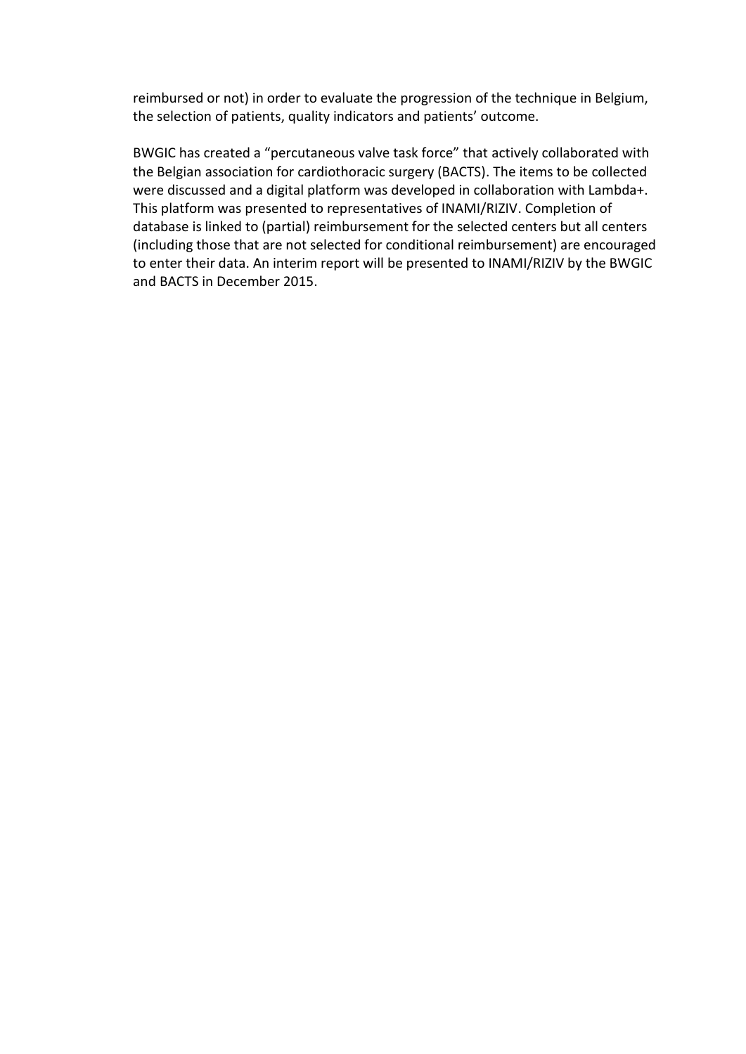reimbursed or not) in order to evaluate the progression of the technique in Belgium, the selection of patients, quality indicators and patients' outcome.

BWGIC has created a "percutaneous valve task force" that actively collaborated with the Belgian association for cardiothoracic surgery (BACTS). The items to be collected were discussed and a digital platform was developed in collaboration with Lambda+. This platform was presented to representatives of INAMI/RIZIV. Completion of database is linked to (partial) reimbursement for the selected centers but all centers (including those that are not selected for conditional reimbursement) are encouraged to enter their data. An interim report will be presented to INAMI/RIZIV by the BWGIC and BACTS in December 2015.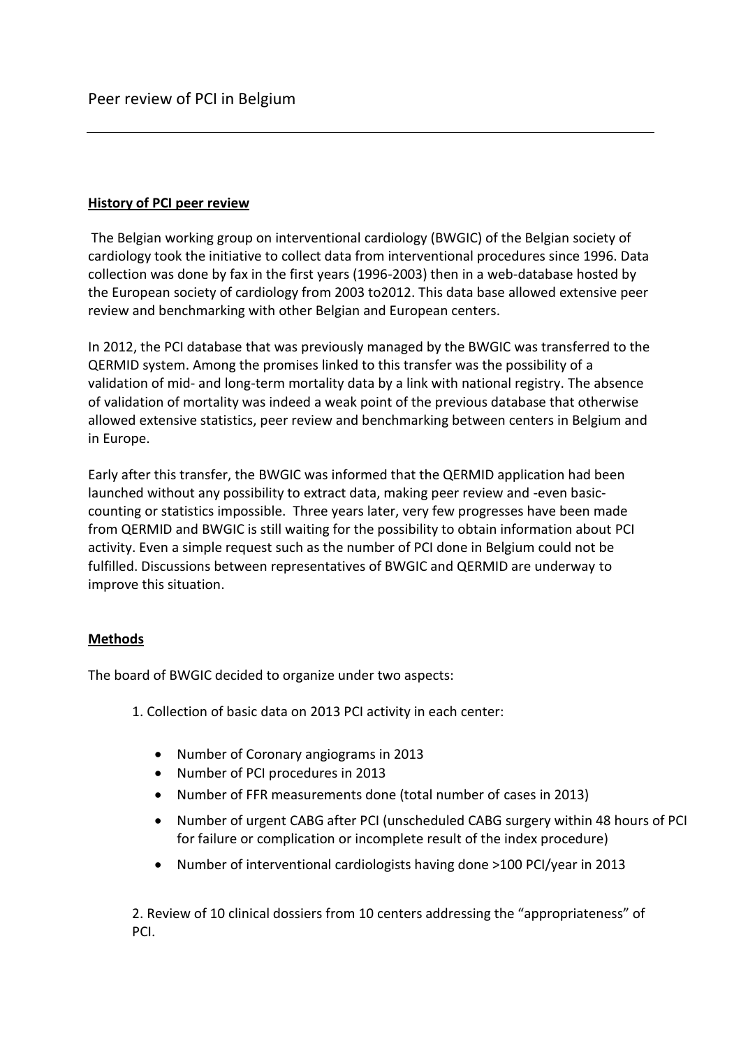Peer review of PCI in Belgium

---

**History of PCI peer review**

The Belgian working group on interventional cardiology (BWGIC) of the Belgian society of cardiology took the initiative to collect data from interventional procedures since 1996. Data collection was done by fax in the first years (1996-2003) then in a web-database hosted by the European society of cardiology from 2003 to2012. This data base allowed extensive peer review and benchmarking with other Belgian and European centers.

In 2012, the PCI database that was previously managed by the BWGIC was transferred to the QERMID system. Among the promises linked to this transfer was the possibility of a validation of mid- and long-term mortality data by a link with national registry. The absence of validation of mortality was indeed a weak point of the previous database that otherwise allowed extensive statistics, peer review and benchmarking between centers in Belgium and in Europe.

Early after this transfer, the BWGIC was informed that the QERMID application had been launched without any possibility to extract data, making peer review and -even basic-counting or statistics impossible. Three years later, very few progresses have been made from QERMID and BWGIC is still waiting for the possibility to obtain information about PCI activity. Even a simple request such as the number of PCI done in Belgium could not be fulfilled. Discussions between representatives of BWGIC and QERMID are underway to improve this situation.

**Methods**

The board of BWGIC decided to organize under two aspects:

1. Collection of basic data on 2013 PCI activity in each center:

- Number of Coronary angiograms in 2013
- Number of PCI procedures in 2013
- Number of FFR measurements done (total number of cases in 2013)
- Number of urgent CABG after PCI (unscheduled CABG surgery within 48 hours of PCI for failure or complication or incomplete result of the index procedure)
- Number of interventional cardiologists having done >100 PCI/year in 2013

2. Review of 10 clinical dossiers from 10 centers addressing the “appropriateness” of PCI.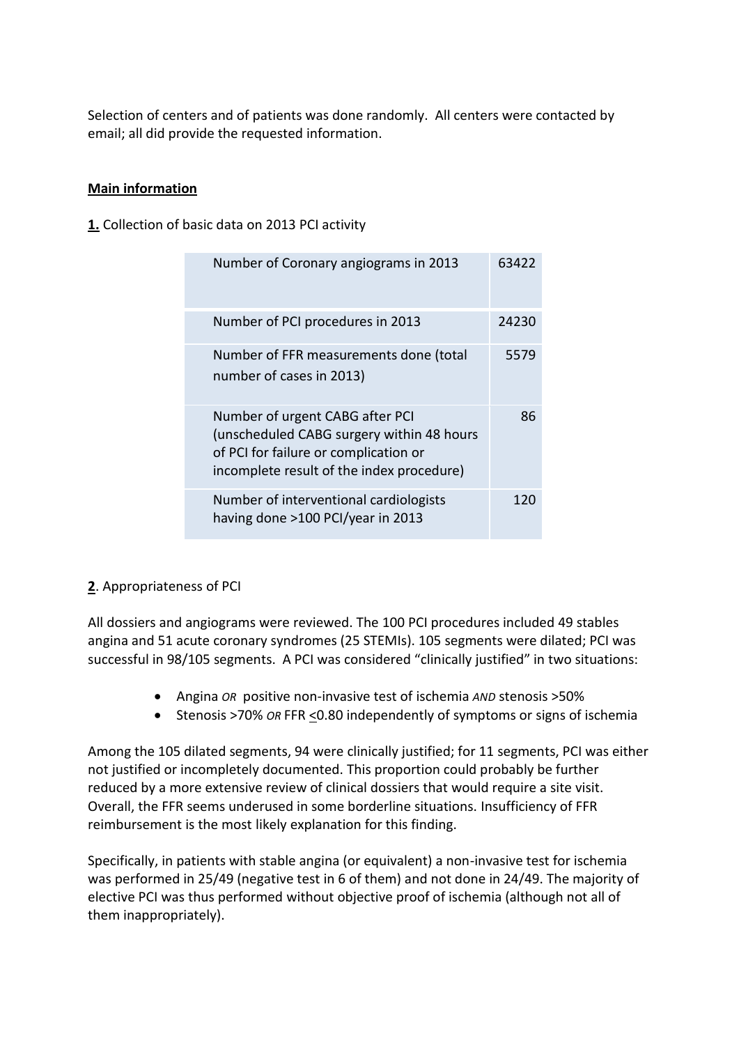Selection of centers and of patients was done randomly. All centers were contacted by email; all did provide the requested information.

**Main information**

**1.** Collection of basic data on 2013 PCI activity

| | |
|---|---|
| Number of Coronary angiograms in 2013 | 63422 |
| Number of PCI procedures in 2013 | 24230 |
| Number of FFR measurements done (total number of cases in 2013) | 5579 |
| Number of urgent CABG after PCI (unscheduled CABG surgery within 48 hours of PCI for failure or complication or incomplete result of the index procedure) | 86 |
| Number of interventional cardiologists having done >100 PCI/year in 2013 | 120 |

**2**. Appropriateness of PCI

All dossiers and angiograms were reviewed. The 100 PCI procedures included 49 stables angina and 51 acute coronary syndromes (25 STEMIs). 105 segments were dilated; PCI was successful in 98/105 segments. A PCI was considered "clinically justified" in two situations:

- Angina *OR* positive non-invasive test of ischemia *AND* stenosis >50%
- Stenosis >70% *OR* FFR ≤0.80 independently of symptoms or signs of ischemia

Among the 105 dilated segments, 94 were clinically justified; for 11 segments, PCI was either not justified or incompletely documented. This proportion could probably be further reduced by a more extensive review of clinical dossiers that would require a site visit. Overall, the FFR seems underused in some borderline situations. Insufficiency of FFR reimbursement is the most likely explanation for this finding.

Specifically, in patients with stable angina (or equivalent) a non-invasive test for ischemia was performed in 25/49 (negative test in 6 of them) and not done in 24/49. The majority of elective PCI was thus performed without objective proof of ischemia (although not all of them inappropriately).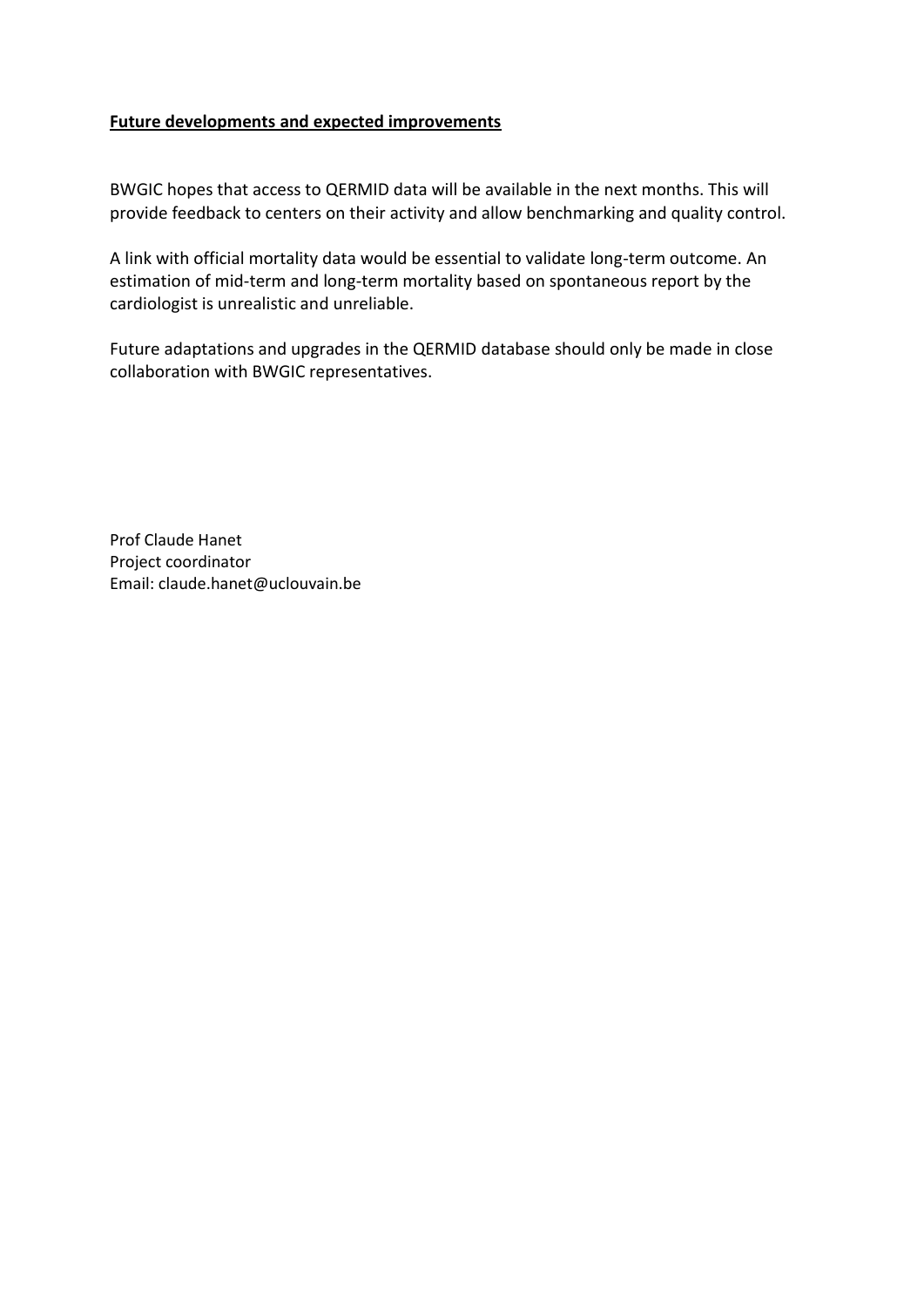**Future developments and expected improvements**

BWGIC hopes that access to QERMID data will be available in the next months. This will provide feedback to centers on their activity and allow benchmarking and quality control.

A link with official mortality data would be essential to validate long-term outcome. An estimation of mid-term and long-term mortality based on spontaneous report by the cardiologist is unrealistic and unreliable.

Future adaptations and upgrades in the QERMID database should only be made in close collaboration with BWGIC representatives.

Prof Claude Hanet
Project coordinator
Email: claude.hanet@uclouvain.be